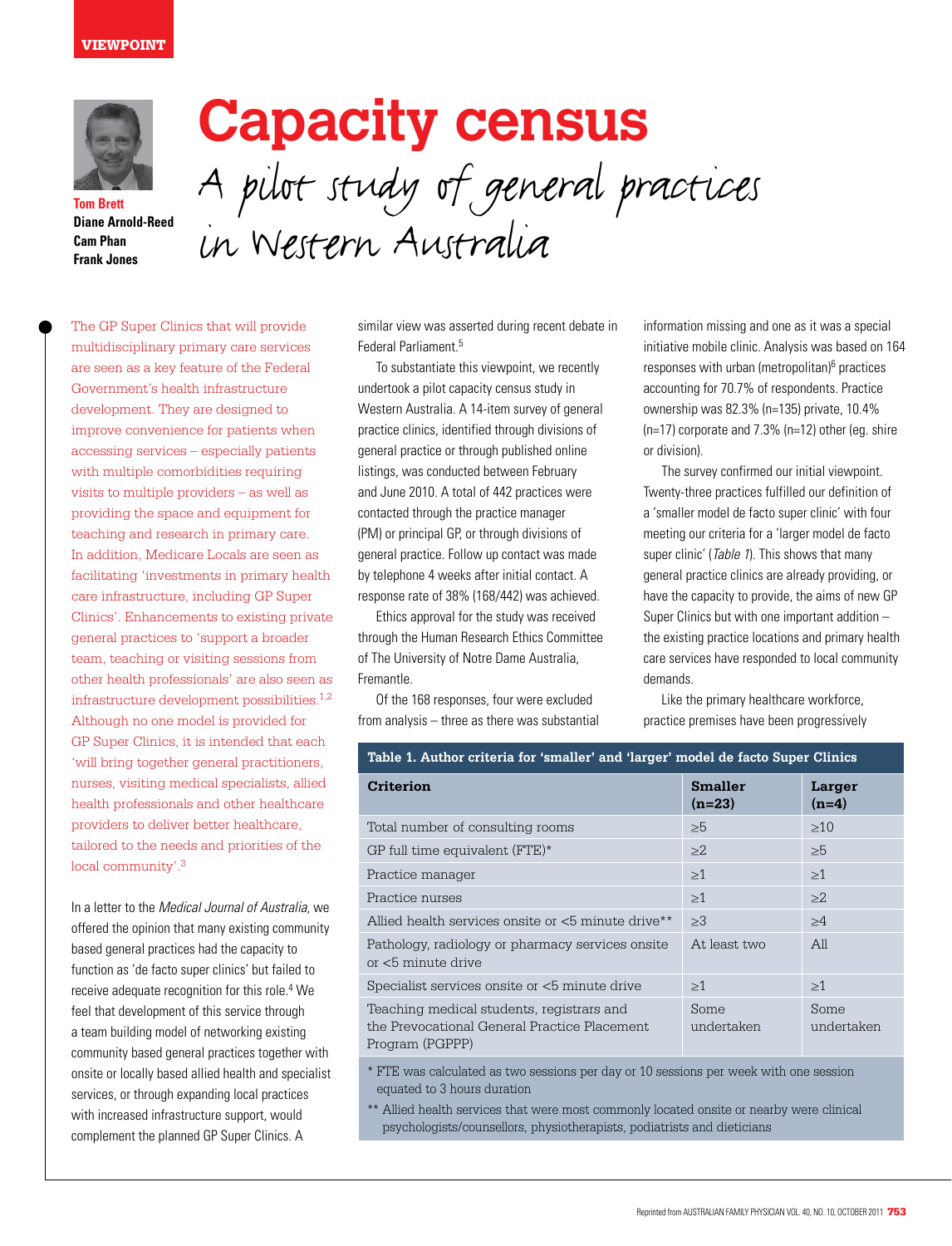VIEWPOINT

# Capacity census

## A pilot study of general practices in Western Australia

**Tom Brett**
**Diane Arnold-Reed**
**Cam Phan**
**Frank Jones**

The GP Super Clinics that will provide multidisciplinary primary care services are seen as a key feature of the Federal Government's health infrastructure development. They are designed to improve convenience for patients when accessing services – especially patients with multiple comorbidities requiring visits to multiple providers – as well as providing the space and equipment for teaching and research in primary care. In addition, Medicare Locals are seen as facilitating 'investments in primary health care infrastructure, including GP Super Clinics'. Enhancements to existing private general practices to 'support a broader team, teaching or visiting sessions from other health professionals' are also seen as infrastructure development possibilities.[1,2] Although no one model is provided for GP Super Clinics, it is intended that each 'will bring together general practitioners, nurses, visiting medical specialists, allied health professionals and other healthcare providers to deliver better healthcare, tailored to the needs and priorities of the local community'.[3]

In a letter to the *Medical Journal of Australia*, we offered the opinion that many existing community based general practices had the capacity to function as 'de facto super clinics' but failed to receive adequate recognition for this role.[4] We feel that development of this service through a team building model of networking existing community based general practices together with onsite or locally based allied health and specialist services, or through expanding local practices with increased infrastructure support, would complement the planned GP Super Clinics. A similar view was asserted during recent debate in Federal Parliament.[5]

To substantiate this viewpoint, we recently undertook a pilot capacity census study in Western Australia. A 14-item survey of general practice clinics, identified through divisions of general practice or through published online listings, was conducted between February and June 2010. A total of 442 practices were contacted through the practice manager (PM) or principal GP, or through divisions of general practice. Follow up contact was made by telephone 4 weeks after initial contact. A response rate of 38% (168/442) was achieved.

Ethics approval for the study was received through the Human Research Ethics Committee of The University of Notre Dame Australia, Fremantle.

Of the 168 responses, four were excluded from analysis – three as there was substantial information missing and one as it was a special initiative mobile clinic. Analysis was based on 164 responses with urban (metropolitan)[6] practices accounting for 70.7% of respondents. Practice ownership was 82.3% (n=135) private, 10.4% (n=17) corporate and 7.3% (n=12) other (eg. shire or division).

The survey confirmed our initial viewpoint. Twenty-three practices fulfilled our definition of a 'smaller model de facto super clinic' with four meeting our criteria for a 'larger model de facto super clinic' (*Table 1*). This shows that many general practice clinics are already providing, or have the capacity to provide, the aims of new GP Super Clinics but with one important addition – the existing practice locations and primary health care services have responded to local community demands.

Like the primary healthcare workforce, practice premises have been progressively

**Table 1. Author criteria for 'smaller' and 'larger' model de facto Super Clinics**

| Criterion | Smaller (n=23) | Larger (n=4) |
|---|---|---|
| Total number of consulting rooms | ≥5 | ≥10 |
| GP full time equivalent (FTE)* | ≥2 | ≥5 |
| Practice manager | ≥1 | ≥1 |
| Practice nurses | ≥1 | ≥2 |
| Allied health services onsite or <5 minute drive** | ≥3 | ≥4 |
| Pathology, radiology or pharmacy services onsite or <5 minute drive | At least two | All |
| Specialist services onsite or <5 minute drive | ≥1 | ≥1 |
| Teaching medical students, registrars and the Prevocational General Practice Placement Program (PGPPP) | Some undertaken | Some undertaken |

\* FTE was calculated as two sessions per day or 10 sessions per week with one session equated to 3 hours duration

\*\* Allied health services that were most commonly located onsite or nearby were clinical psychologists/counsellors, physiotherapists, podiatrists and dieticians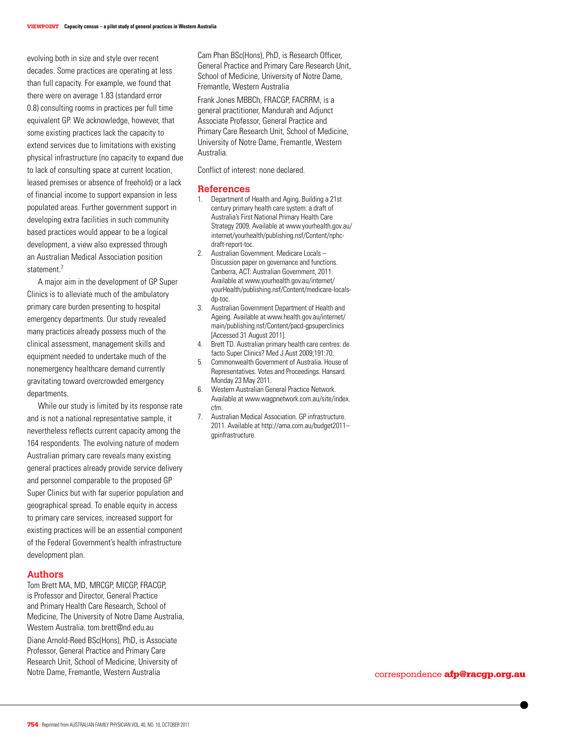evolving both in size and style over recent decades. Some practices are operating at less than full capacity. For example, we found that there were on average 1.83 (standard error 0.8) consulting rooms in practices per full time equivalent GP. We acknowledge, however, that some existing practices lack the capacity to extend services due to limitations with existing physical infrastructure (no capacity to expand due to lack of consulting space at current location, leased premises or absence of freehold) or a lack of financial income to support expansion in less populated areas. Further government support in developing extra facilities in such community based practices would appear to be a logical development, a view also expressed through an Australian Medical Association position statement.[7]

A major aim in the development of GP Super Clinics is to alleviate much of the ambulatory primary care burden presenting to hospital emergency departments. Our study revealed many practices already possess much of the clinical assessment, management skills and equipment needed to undertake much of the nonemergency healthcare demand currently gravitating toward overcrowded emergency departments.

While our study is limited by its response rate and is not a national representative sample, it nevertheless reflects current capacity among the 164 respondents. The evolving nature of modern Australian primary care reveals many existing general practices already provide service delivery and personnel comparable to the proposed GP Super Clinics but with far superior population and geographical spread. To enable equity in access to primary care services, increased support for existing practices will be an essential component of the Federal Government's health infrastructure development plan.

## Authors

Tom Brett MA, MD, MRCGP, MICGP, FRACGP, is Professor and Director, General Practice and Primary Health Care Research, School of Medicine, The University of Notre Dame Australia, Western Australia. tom.brett@nd.edu.au

Diane Arnold-Reed BSc(Hons), PhD, is Associate Professor, General Practice and Primary Care Research Unit, School of Medicine, University of Notre Dame, Fremantle, Western Australia

Cam Phan BSc(Hons), PhD, is Research Officer, General Practice and Primary Care Research Unit, School of Medicine, University of Notre Dame, Fremantle, Western Australia

Frank Jones MBBCh, FRACGP, FACRRM, is a general practitioner, Mandurah and Adjunct Associate Professor, General Practice and Primary Care Research Unit, School of Medicine, University of Notre Dame, Fremantle, Western Australia.

Conflict of interest: none declared.

## References

1. Department of Health and Aging. Building a 21st century primary health care system: a draft of Australia's First National Primary Health Care Strategy 2009. Available at www.yourhealth.gov.au/internet/yourhealth/publishing.nsf/Content/nphc-draft-report-toc.
2. Australian Government. Medicare Locals – Discussion paper on governance and functions. Canberra, ACT: Australian Government, 2011. Available at www.yourhealth.gov.au/internet/yourHealth/publishing.nsf/Content/medicare-locals-dp-toc.
3. Australian Government Department of Health and Ageing. Available at www.health.gov.au/internet/main/publishing.nsf/Content/pacd-gpsuperclinics [Accessed 31 August 2011].
4. Brett TD. Australian primary health care centres: de facto Super Clinics? Med J Aust 2009;191:70.
5. Commonwealth Government of Australia. House of Representatives. Votes and Proceedings. Hansard. Monday 23 May 2011.
6. Western Australian General Practice Network. Available at www.wagpnetwork.com.au/site/index.cfm.
7. Australian Medical Association. GP infrastructure. 2011. Available at http://ama.com.au/budget2011–gpinfrastructure.

correspondence **afp@racgp.org.au**